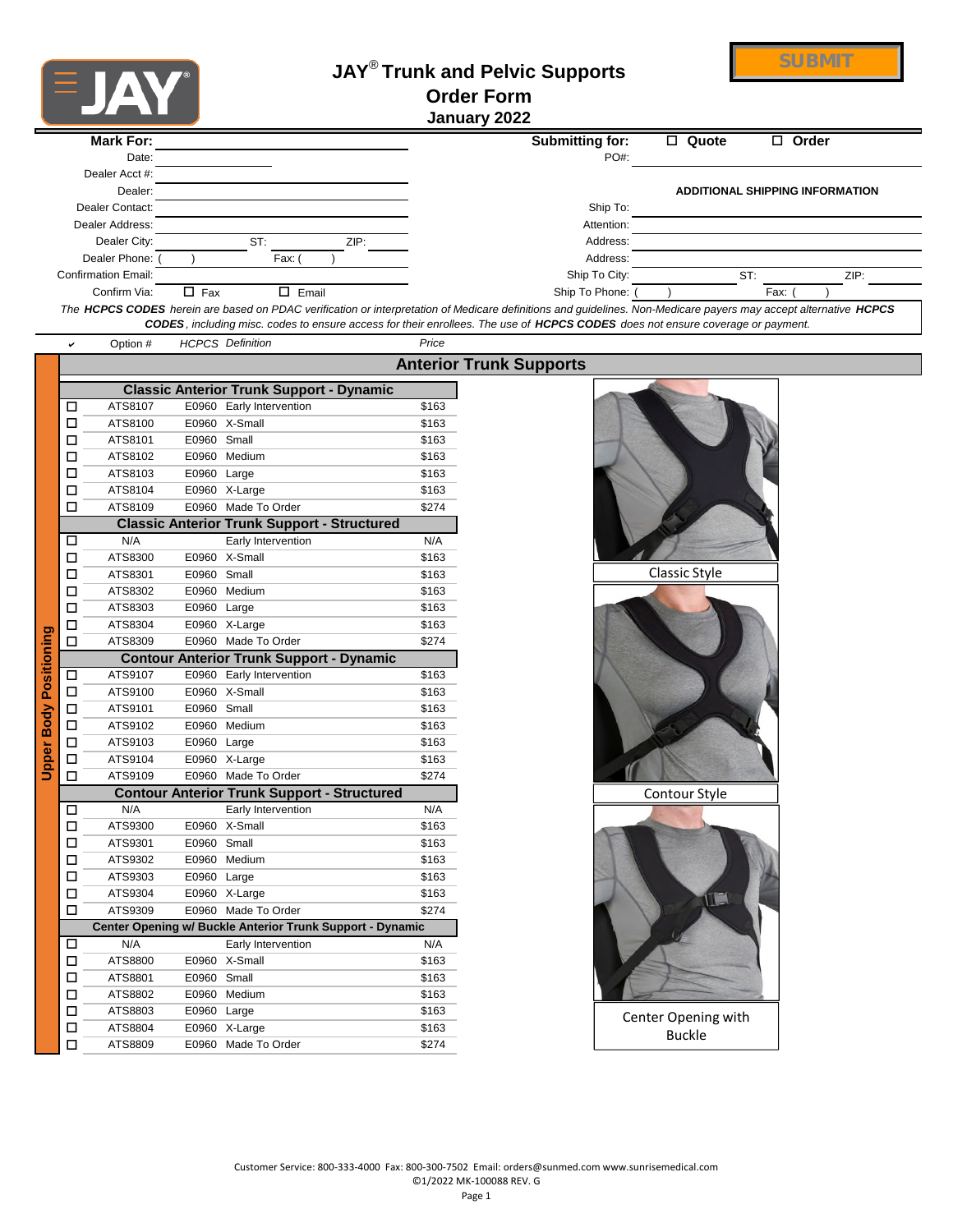# JAY® Trunk and Pelvic Supports Order Form

**January 2022**

SUBMIT

**Mark For:** ______________________

Date: ______________

Dealer Acct #: ______________

Dealer: ______________

Dealer Contact: ______________

Dealer Address: ______________

Dealer City: ______________ ST: ______ ZIP: ______

Dealer Phone: ( ) Fax: ( )

Confirmation Email: ______________

Confirm Via: ☐ Fax ☐ Email

**Submitting for:** ☐ **Quote** ☐ **Order**

PO#: ______________

**ADDITIONAL SHIPPING INFORMATION**

Ship To: ______________

Attention: ______________

Address: ______________

Address: ______________

Ship To City: ______________ ST: ______ ZIP: ______

Ship To Phone: ( ) Fax: ( )

*The **HCPCS CODES** herein are based on PDAC verification or interpretation of Medicare definitions and guidelines. Non-Medicare payers may accept alternative **HCPCS CODES**, including misc. codes to ensure access for their enrollees. The use of **HCPCS CODES** does not ensure coverage or payment.*

## Upper Body Positioning

## Anterior Trunk Supports

| ✔ | Option # | HCPCS | Definition | Price |
|---|---|---|---|---|
| | **Classic Anterior Trunk Support - Dynamic** | | | |
| ☐ | ATS8107 | E0960 | Early Intervention | $163 |
| ☐ | ATS8100 | E0960 | X-Small | $163 |
| ☐ | ATS8101 | E0960 | Small | $163 |
| ☐ | ATS8102 | E0960 | Medium | $163 |
| ☐ | ATS8103 | E0960 | Large | $163 |
| ☐ | ATS8104 | E0960 | X-Large | $163 |
| ☐ | ATS8109 | E0960 | Made To Order | $274 |
| | **Classic Anterior Trunk Support - Structured** | | | |
| ☐ | N/A | | Early Intervention | N/A |
| ☐ | ATS8300 | E0960 | X-Small | $163 |
| ☐ | ATS8301 | E0960 | Small | $163 |
| ☐ | ATS8302 | E0960 | Medium | $163 |
| ☐ | ATS8303 | E0960 | Large | $163 |
| ☐ | ATS8304 | E0960 | X-Large | $163 |
| ☐ | ATS8309 | E0960 | Made To Order | $274 |
| | **Contour Anterior Trunk Support - Dynamic** | | | |
| ☐ | ATS9107 | E0960 | Early Intervention | $163 |
| ☐ | ATS9100 | E0960 | X-Small | $163 |
| ☐ | ATS9101 | E0960 | Small | $163 |
| ☐ | ATS9102 | E0960 | Medium | $163 |
| ☐ | ATS9103 | E0960 | Large | $163 |
| ☐ | ATS9104 | E0960 | X-Large | $163 |
| ☐ | ATS9109 | E0960 | Made To Order | $274 |
| | **Contour Anterior Trunk Support - Structured** | | | |
| ☐ | N/A | | Early Intervention | N/A |
| ☐ | ATS9300 | E0960 | X-Small | $163 |
| ☐ | ATS9301 | E0960 | Small | $163 |
| ☐ | ATS9302 | E0960 | Medium | $163 |
| ☐ | ATS9303 | E0960 | Large | $163 |
| ☐ | ATS9304 | E0960 | X-Large | $163 |
| ☐ | ATS9309 | E0960 | Made To Order | $274 |
| | **Center Opening w/ Buckle Anterior Trunk Support - Dynamic** | | | |
| ☐ | N/A | | Early Intervention | N/A |
| ☐ | ATS8800 | E0960 | X-Small | $163 |
| ☐ | ATS8801 | E0960 | Small | $163 |
| ☐ | ATS8802 | E0960 | Medium | $163 |
| ☐ | ATS8803 | E0960 | Large | $163 |
| ☐ | ATS8804 | E0960 | X-Large | $163 |
| ☐ | ATS8809 | E0960 | Made To Order | $274 |

Classic Style

Contour Style

Center Opening with Buckle

Customer Service: 800-333-4000 Fax: 800-300-7502 Email: orders@sunmed.com www.sunrisemedical.com

©1/2022 MK-100088 REV. G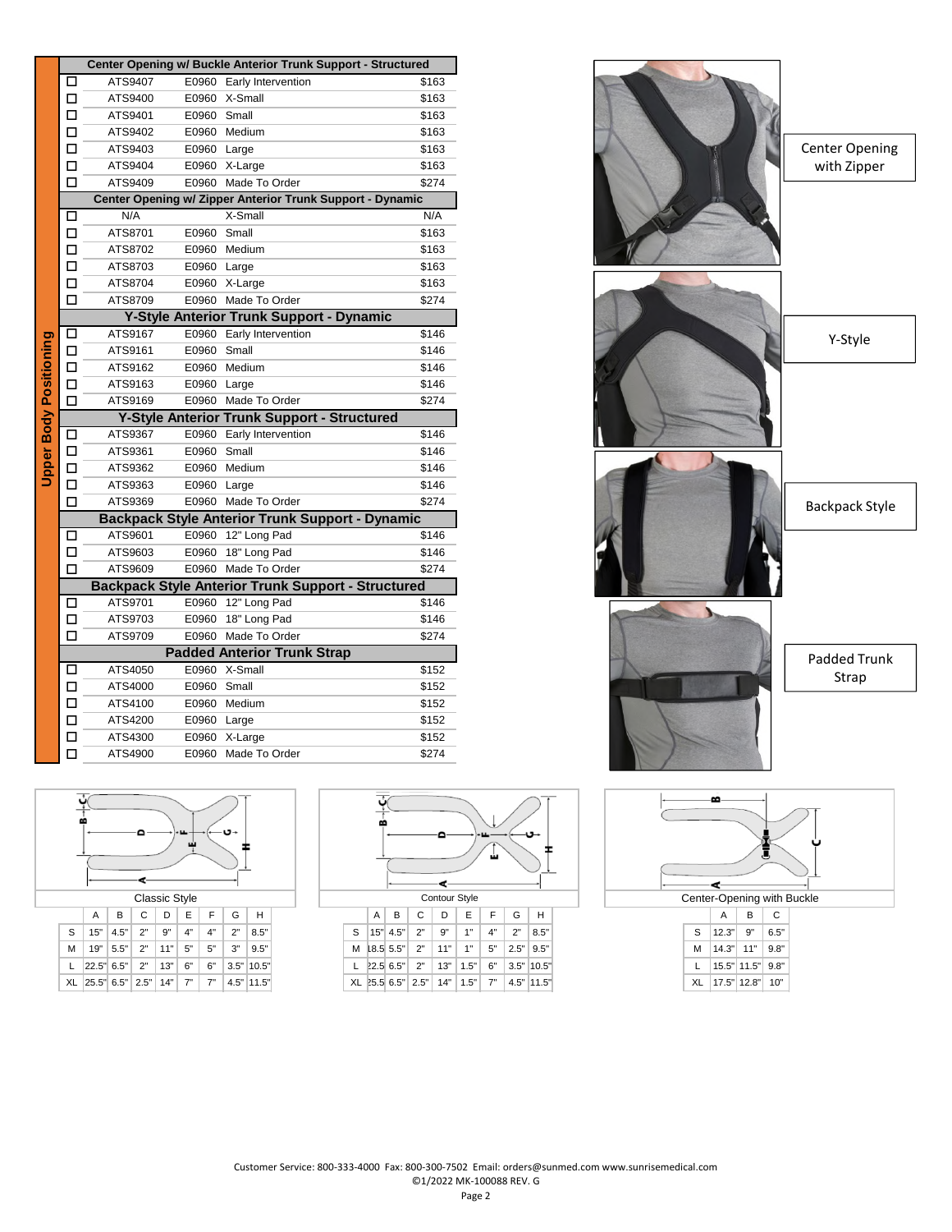## Upper Body Positioning

| | Part # | HCPCS | Size | Price |
|---|---|---|---|---|
| **Center Opening w/ Buckle Anterior Trunk Support - Structured** | | | | |
| ☐ | ATS9407 | E0960 | Early Intervention | $163 |
| ☐ | ATS9400 | E0960 | X-Small | $163 |
| ☐ | ATS9401 | E0960 | Small | $163 |
| ☐ | ATS9402 | E0960 | Medium | $163 |
| ☐ | ATS9403 | E0960 | Large | $163 |
| ☐ | ATS9404 | E0960 | X-Large | $163 |
| ☐ | ATS9409 | E0960 | Made To Order | $274 |
| **Center Opening w/ Zipper Anterior Trunk Support - Dynamic** | | | | |
| ☐ | N/A | | X-Small | N/A |
| ☐ | ATS8701 | E0960 | Small | $163 |
| ☐ | ATS8702 | E0960 | Medium | $163 |
| ☐ | ATS8703 | E0960 | Large | $163 |
| ☐ | ATS8704 | E0960 | X-Large | $163 |
| ☐ | ATS8709 | E0960 | Made To Order | $274 |
| **Y-Style Anterior Trunk Support - Dynamic** | | | | |
| ☐ | ATS9167 | E0960 | Early Intervention | $146 |
| ☐ | ATS9161 | E0960 | Small | $146 |
| ☐ | ATS9162 | E0960 | Medium | $146 |
| ☐ | ATS9163 | E0960 | Large | $146 |
| ☐ | ATS9169 | E0960 | Made To Order | $274 |
| **Y-Style Anterior Trunk Support - Structured** | | | | |
| ☐ | ATS9367 | E0960 | Early Intervention | $146 |
| ☐ | ATS9361 | E0960 | Small | $146 |
| ☐ | ATS9362 | E0960 | Medium | $146 |
| ☐ | ATS9363 | E0960 | Large | $146 |
| ☐ | ATS9369 | E0960 | Made To Order | $274 |
| **Backpack Style Anterior Trunk Support - Dynamic** | | | | |
| ☐ | ATS9601 | E0960 | 12" Long Pad | $146 |
| ☐ | ATS9603 | E0960 | 18" Long Pad | $146 |
| ☐ | ATS9609 | E0960 | Made To Order | $274 |
| **Backpack Style Anterior Trunk Support - Structured** | | | | |
| ☐ | ATS9701 | E0960 | 12" Long Pad | $146 |
| ☐ | ATS9703 | E0960 | 18" Long Pad | $146 |
| ☐ | ATS9709 | E0960 | Made To Order | $274 |
| **Padded Anterior Trunk Strap** | | | | |
| ☐ | ATS4050 | E0960 | X-Small | $152 |
| ☐ | ATS4000 | E0960 | Small | $152 |
| ☐ | ATS4100 | E0960 | Medium | $152 |
| ☐ | ATS4200 | E0960 | Large | $152 |
| ☐ | ATS4300 | E0960 | X-Large | $152 |
| ☐ | ATS4900 | E0960 | Made To Order | $274 |

Center Opening with Zipper

Y-Style

Backpack Style

Padded Trunk Strap

**Classic Style**

| | A | B | C | D | E | F | G | H |
|---|---|---|---|---|---|---|---|---|
| S | 15" | 4.5" | 2" | 9" | 4" | 4" | 2" | 8.5" |
| M | 19" | 5.5" | 2" | 11" | 5" | 5" | 3" | 9.5" |
| L | 22.5" | 6.5" | 2" | 13" | 6" | 6" | 3.5" | 10.5" |
| XL | 25.5" | 6.5" | 2.5" | 14" | 7" | 7" | 4.5" | 11.5" |

**Contour Style**

| | A | B | C | D | E | F | G | H |
|---|---|---|---|---|---|---|---|---|
| S | 15" | 4.5" | 2" | 9" | 1" | 4" | 2" | 8.5" |
| M | 18.5 | 5.5" | 2" | 11" | 1" | 5" | 2.5" | 9.5" |
| L | 22.5 | 6.5" | 2" | 13" | 1.5" | 6" | 3.5" | 10.5" |
| XL | 25.5 | 6.5" | 2.5" | 14" | 1.5" | 7" | 4.5" | 11.5" |

**Center-Opening with Buckle**

| | A | B | C |
|---|---|---|---|
| S | 12.3" | 9" | 6.5" |
| M | 14.3" | 11" | 9.8" |
| L | 15.5" | 11.5" | 9.8" |
| XL | 17.5" | 12.8" | 10" |

Customer Service: 800-333-4000 Fax: 800-300-7502 Email: orders@sunmed.com www.sunrisemedical.com
©1/2022 MK-100088 REV. G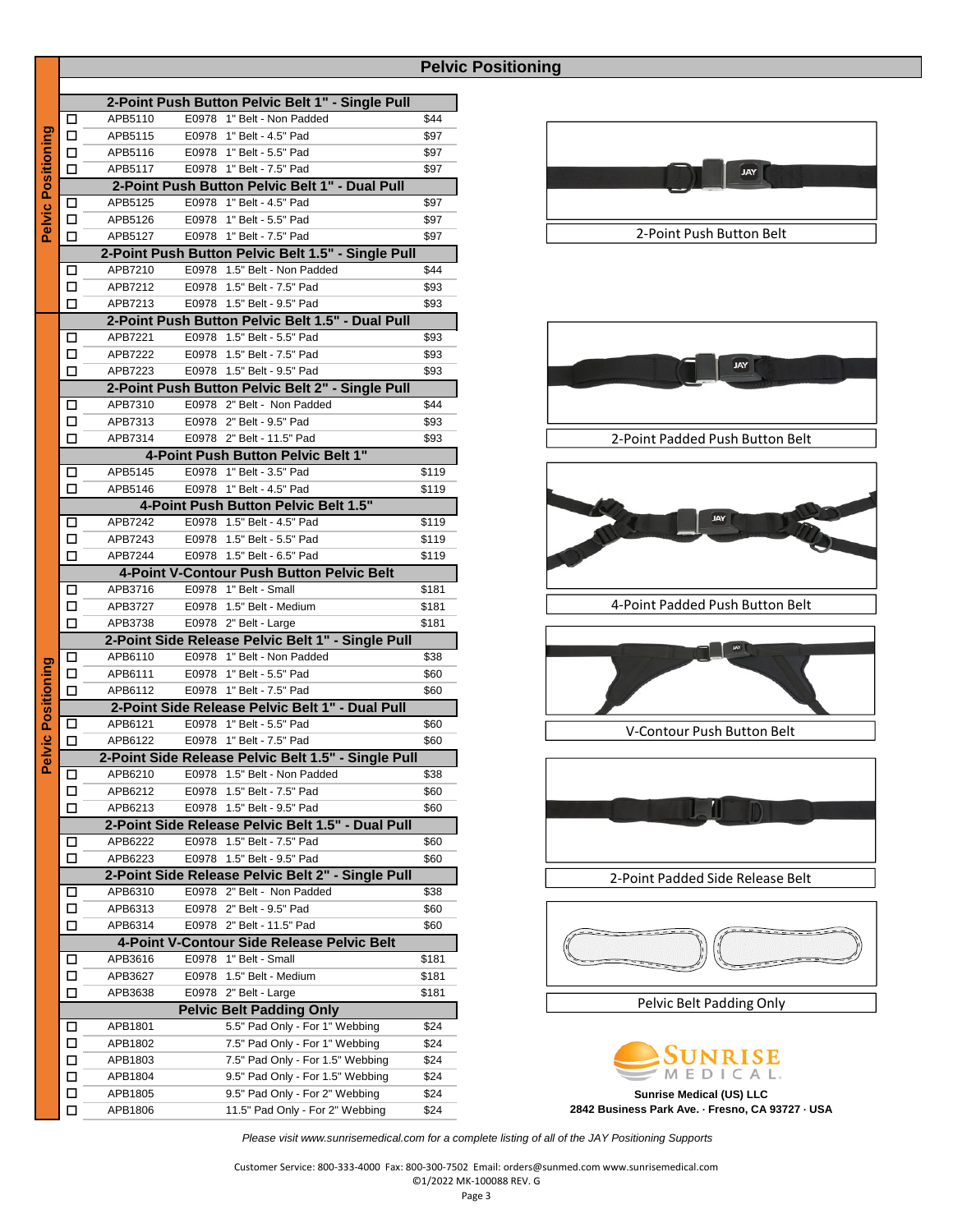# Pelvic Positioning

| | | | |
|---|---|---|---|
| **2-Point Push Button Pelvic Belt 1" - Single Pull** | | | |
| ☐ | APB5110 | E0978 1" Belt - Non Padded | $44 |
| ☐ | APB5115 | E0978 1" Belt - 4.5" Pad | $97 |
| ☐ | APB5116 | E0978 1" Belt - 5.5" Pad | $97 |
| ☐ | APB5117 | E0978 1" Belt - 7.5" Pad | $97 |
| **2-Point Push Button Pelvic Belt 1" - Dual Pull** | | | |
| ☐ | APB5125 | E0978 1" Belt - 4.5" Pad | $97 |
| ☐ | APB5126 | E0978 1" Belt - 5.5" Pad | $97 |
| ☐ | APB5127 | E0978 1" Belt - 7.5" Pad | $97 |
| **2-Point Push Button Pelvic Belt 1.5" - Single Pull** | | | |
| ☐ | APB7210 | E0978 1.5" Belt - Non Padded | $44 |
| ☐ | APB7212 | E0978 1.5" Belt - 7.5" Pad | $93 |
| ☐ | APB7213 | E0978 1.5" Belt - 9.5" Pad | $93 |
| **2-Point Push Button Pelvic Belt 1.5" - Dual Pull** | | | |
| ☐ | APB7221 | E0978 1.5" Belt - 5.5" Pad | $93 |
| ☐ | APB7222 | E0978 1.5" Belt - 7.5" Pad | $93 |
| ☐ | APB7223 | E0978 1.5" Belt - 9.5" Pad | $93 |
| **2-Point Push Button Pelvic Belt 2" - Single Pull** | | | |
| ☐ | APB7310 | E0978 2" Belt - Non Padded | $44 |
| ☐ | APB7313 | E0978 2" Belt - 9.5" Pad | $93 |
| ☐ | APB7314 | E0978 2" Belt - 11.5" Pad | $93 |
| **4-Point Push Button Pelvic Belt 1"** | | | |
| ☐ | APB5145 | E0978 1" Belt - 3.5" Pad | $119 |
| ☐ | APB5146 | E0978 1" Belt - 4.5" Pad | $119 |
| **4-Point Push Button Pelvic Belt 1.5"** | | | |
| ☐ | APB7242 | E0978 1.5" Belt - 4.5" Pad | $119 |
| ☐ | APB7243 | E0978 1.5" Belt - 5.5" Pad | $119 |
| ☐ | APB7244 | E0978 1.5" Belt - 6.5" Pad | $119 |
| **4-Point V-Contour Push Button Pelvic Belt** | | | |
| ☐ | APB3716 | E0978 1" Belt - Small | $181 |
| ☐ | APB3727 | E0978 1.5" Belt - Medium | $181 |
| ☐ | APB3738 | E0978 2" Belt - Large | $181 |
| **2-Point Side Release Pelvic Belt 1" - Single Pull** | | | |
| ☐ | APB6110 | E0978 1" Belt - Non Padded | $38 |
| ☐ | APB6111 | E0978 1" Belt - 5.5" Pad | $60 |
| ☐ | APB6112 | E0978 1" Belt - 7.5" Pad | $60 |
| **2-Point Side Release Pelvic Belt 1" - Dual Pull** | | | |
| ☐ | APB6121 | E0978 1" Belt - 5.5" Pad | $60 |
| ☐ | APB6122 | E0978 1" Belt - 7.5" Pad | $60 |
| **2-Point Side Release Pelvic Belt 1.5" - Single Pull** | | | |
| ☐ | APB6210 | E0978 1.5" Belt - Non Padded | $38 |
| ☐ | APB6212 | E0978 1.5" Belt - 7.5" Pad | $60 |
| ☐ | APB6213 | E0978 1.5" Belt - 9.5" Pad | $60 |
| **2-Point Side Release Pelvic Belt 1.5" - Dual Pull** | | | |
| ☐ | APB6222 | E0978 1.5" Belt - 7.5" Pad | $60 |
| ☐ | APB6223 | E0978 1.5" Belt - 9.5" Pad | $60 |
| **2-Point Side Release Pelvic Belt 2" - Single Pull** | | | |
| ☐ | APB6310 | E0978 2" Belt - Non Padded | $38 |
| ☐ | APB6313 | E0978 2" Belt - 9.5" Pad | $60 |
| ☐ | APB6314 | E0978 2" Belt - 11.5" Pad | $60 |
| **4-Point V-Contour Side Release Pelvic Belt** | | | |
| ☐ | APB3616 | E0978 1" Belt - Small | $181 |
| ☐ | APB3627 | E0978 1.5" Belt - Medium | $181 |
| ☐ | APB3638 | E0978 2" Belt - Large | $181 |
| **Pelvic Belt Padding Only** | | | |
| ☐ | APB1801 | 5.5" Pad Only - For 1" Webbing | $24 |
| ☐ | APB1802 | 7.5" Pad Only - For 1" Webbing | $24 |
| ☐ | APB1803 | 7.5" Pad Only - For 1.5" Webbing | $24 |
| ☐ | APB1804 | 9.5" Pad Only - For 1.5" Webbing | $24 |
| ☐ | APB1805 | 9.5" Pad Only - For 2" Webbing | $24 |
| ☐ | APB1806 | 11.5" Pad Only - For 2" Webbing | $24 |

2-Point Push Button Belt

2-Point Padded Push Button Belt

4-Point Padded Push Button Belt

V-Contour Push Button Belt

2-Point Padded Side Release Belt

Pelvic Belt Padding Only

**Sunrise Medical (US) LLC**
**2842 Business Park Ave. · Fresno, CA 93727 · USA**

*Please visit www.sunrisemedical.com for a complete listing of all of the JAY Positioning Supports*

Customer Service: 800-333-4000 Fax: 800-300-7502 Email: orders@sunmed.com www.sunrisemedical.com
©1/2022 MK-100088 REV. G